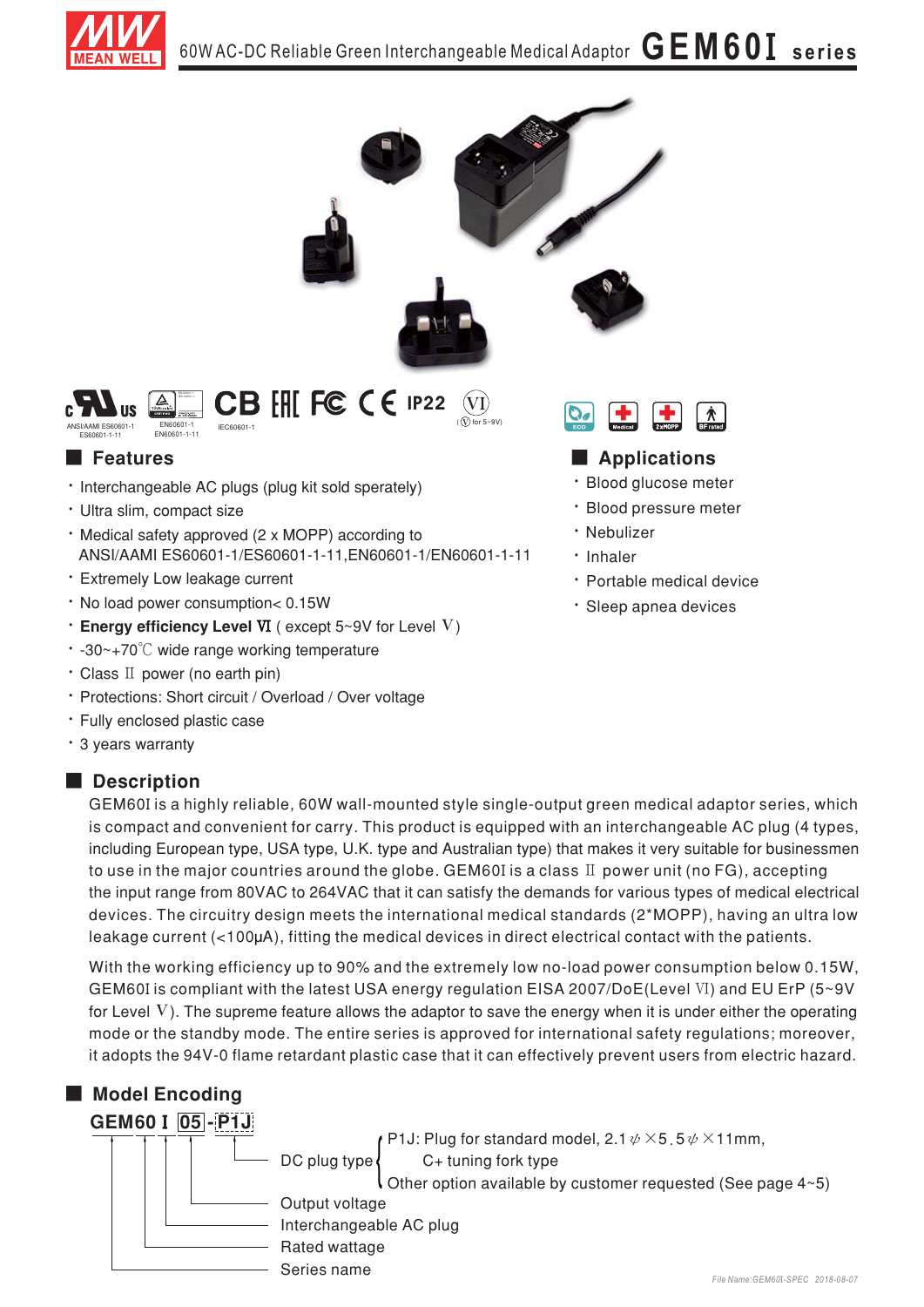# 60W AC-DC Reliable Green Interchangeable Medical Adaptor GEM60I series

ANSI/AAMI ES60601-1 ES60601-1-11 | EN60601-1 EN60601-1-11 | IEC60601-1 | CB | EAC | FC | CE | IP22 | VI (V for 5~9V)

ECO | Medical | 2xMOPP | BF rated

## Features

- Interchangeable AC plugs (plug kit sold sperately)
- Ultra slim, compact size
- Medical safety approved (2 x MOPP) according to ANSI/AAMI ES60601-1/ES60601-1-11,EN60601-1/EN60601-1-11
- Extremely Low leakage current
- No load power consumption< 0.15W
- **Energy efficiency Level Ⅵ** ( except 5~9V for Level Ⅴ)
- -30~+70℃ wide range working temperature
- Class Ⅱ power (no earth pin)
- Protections: Short circuit / Overload / Over voltage
- Fully enclosed plastic case
- 3 years warranty

## Applications

- Blood glucose meter
- Blood pressure meter
- Nebulizer
- Inhaler
- Portable medical device
- Sleep apnea devices

## Description

GEM60I is a highly reliable, 60W wall-mounted style single-output green medical adaptor series, which is compact and convenient for carry. This product is equipped with an interchangeable AC plug (4 types, including European type, USA type, U.K. type and Australian type) that makes it very suitable for businessmen to use in the major countries around the globe. GEM60I is a class Ⅱ power unit (no FG), accepting the input range from 80VAC to 264VAC that it can satisfy the demands for various types of medical electrical devices. The circuitry design meets the international medical standards (2*MOPP), having an ultra low leakage current (<100μA), fitting the medical devices in direct electrical contact with the patients.

With the working efficiency up to 90% and the extremely low no-load power consumption below 0.15W, GEM60I is compliant with the latest USA energy regulation EISA 2007/DoE(Level Ⅵ) and EU ErP (5~9V for Level Ⅴ). The supreme feature allows the adaptor to save the energy when it is under either the operating mode or the standby mode. The entire series is approved for international safety regulations; moreover, it adopts the 94V-0 flame retardant plastic case that it can effectively prevent users from electric hazard.

## Model Encoding

**GEM60 I 05 - P1J**

- P1J — DC plug type: P1J: Plug for standard model, 2.1φ×5.5φ×11mm, C+ tuning fork type; Other option available by customer requested (See page 4~5)
- 05 — Output voltage
- I — Interchangeable AC plug
- 60 — Rated wattage
- GEM — Series name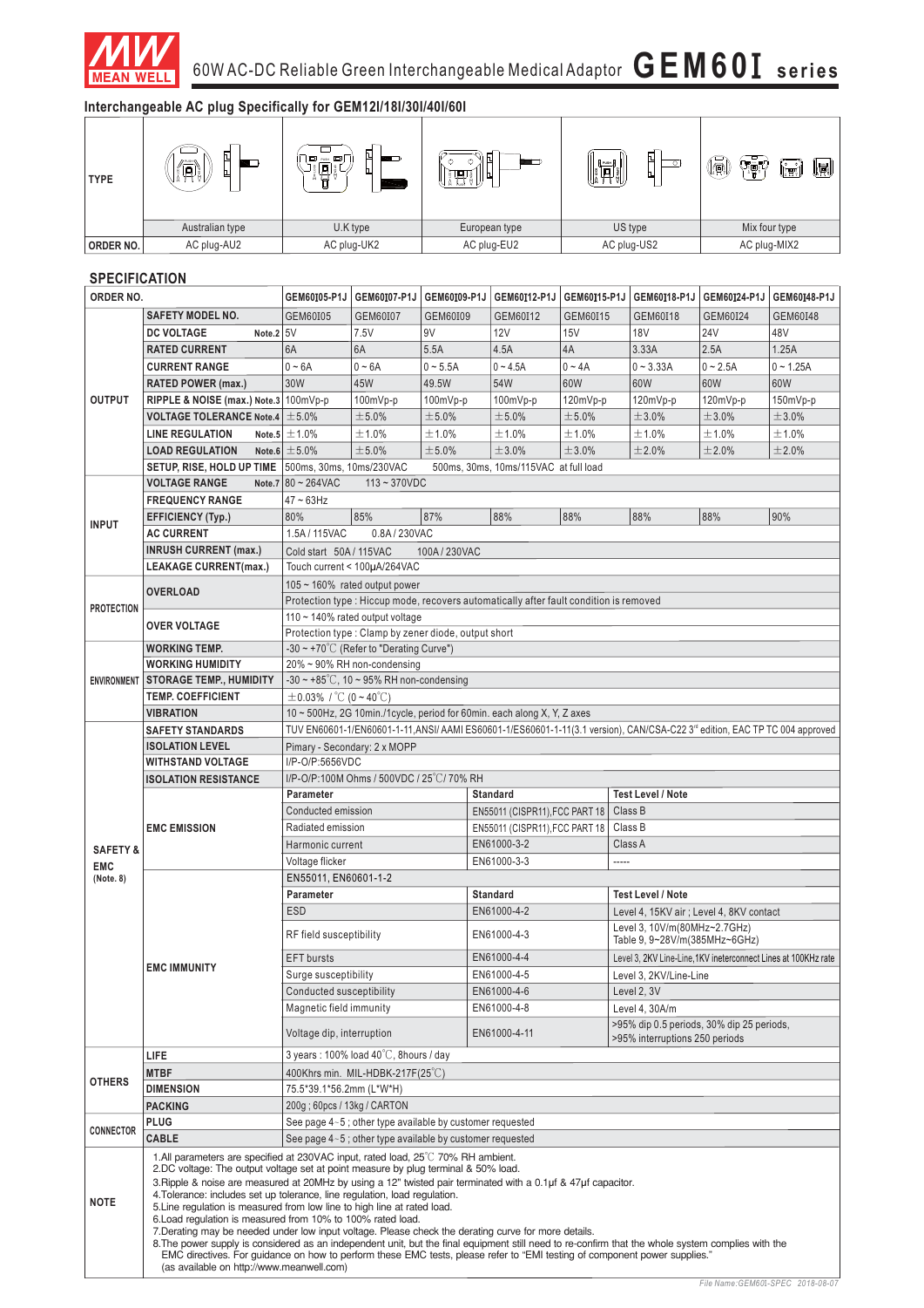# 60W AC-DC Reliable Green Interchangeable Medical Adaptor GEM60I series

## Interchangeable AC plug Specifically for GEM12I/18I/30I/40I/60I

| TYPE | Australian type | U.K type | European type | US type | Mix four type |
|---|---|---|---|---|---|
| ORDER NO. | AC plug-AU2 | AC plug-UK2 | AC plug-EU2 | AC plug-US2 | AC plug-MIX2 |

## SPECIFICATION

| ORDER NO. | | GEM60I05-P1J | GEM60I07-P1J | GEM60I09-P1J | GEM60I12-P1J | GEM60I15-P1J | GEM60I18-P1J | GEM60I24-P1J | GEM60I48-P1J |
|---|---|---|---|---|---|---|---|---|---|
| OUTPUT | SAFETY MODEL NO. | GEM60I05 | GEM60I07 | GEM60I09 | GEM60I12 | GEM60I15 | GEM60I18 | GEM60I24 | GEM60I48 |
| | DC VOLTAGE Note.2 | 5V | 7.5V | 9V | 12V | 15V | 18V | 24V | 48V |
| | RATED CURRENT | 6A | 6A | 5.5A | 4.5A | 4A | 3.33A | 2.5A | 1.25A |
| | CURRENT RANGE | 0 ~ 6A | 0 ~ 6A | 0 ~ 5.5A | 0 ~ 4.5A | 0 ~ 4A | 0 ~ 3.33A | 0 ~ 2.5A | 0 ~ 1.25A |
| | RATED POWER (max.) | 30W | 45W | 49.5W | 54W | 60W | 60W | 60W | 60W |
| | RIPPLE & NOISE (max.) Note.3 | 100mVp-p | 100mVp-p | 100mVp-p | 100mVp-p | 120mVp-p | 120mVp-p | 120mVp-p | 150mVp-p |
| | VOLTAGE TOLERANCE Note.4 | ±5.0% | ±5.0% | ±5.0% | ±5.0% | ±5.0% | ±3.0% | ±3.0% | ±3.0% |
| | LINE REGULATION Note.5 | ±1.0% | ±1.0% | ±1.0% | ±1.0% | ±1.0% | ±1.0% | ±1.0% | ±1.0% |
| | LOAD REGULATION Note.6 | ±5.0% | ±5.0% | ±5.0% | ±3.0% | ±3.0% | ±2.0% | ±2.0% | ±2.0% |
| | SETUP, RISE, HOLD UP TIME | 500ms, 30ms, 10ms/230VAC 500ms, 30ms, 10ms/115VAC at full load | | | | | | | |
| INPUT | VOLTAGE RANGE Note.7 | 80 ~ 264VAC 113 ~ 370VDC | | | | | | | |
| | FREQUENCY RANGE | 47 ~ 63Hz | | | | | | | |
| | EFFICIENCY (Typ.) | 80% | 85% | 87% | 88% | 88% | 88% | 88% | 90% |
| | AC CURRENT | 1.5A / 115VAC 0.8A / 230VAC | | | | | | | |
| | INRUSH CURRENT (max.) | Cold start 50A / 115VAC 100A / 230VAC | | | | | | | |
| | LEAKAGE CURRENT(max.) | Touch current < 100μA/264VAC | | | | | | | |
| PROTECTION | OVERLOAD | 105 ~ 160% rated output power | | | | | | | |
| | | Protection type : Hiccup mode, recovers automatically after fault condition is removed | | | | | | | |
| | OVER VOLTAGE | 110 ~ 140% rated output voltage | | | | | | | |
| | | Protection type : Clamp by zener diode, output short | | | | | | | |
| ENVIRONMENT | WORKING TEMP. | -30 ~ +70℃ (Refer to "Derating Curve") | | | | | | | |
| | WORKING HUMIDITY | 20% ~ 90% RH non-condensing | | | | | | | |
| | STORAGE TEMP., HUMIDITY | -30 ~ +85℃, 10 ~ 95% RH non-condensing | | | | | | | |
| | TEMP. COEFFICIENT | ±0.03% / ℃ (0 ~ 40℃) | | | | | | | |
| | VIBRATION | 10 ~ 500Hz, 2G 10min./1cycle, period for 60min. each along X, Y, Z axes | | | | | | | |
| SAFETY & EMC (Note. 8) | SAFETY STANDARDS | TUV EN60601-1/EN60601-1-11,ANSI/ AAMI ES60601-1/ES60601-1-11(3.1 version), CAN/CSA-C22 3rd edition, EAC TP TC 004 approved | | | | | | | |
| | ISOLATION LEVEL | Pimary - Secondary: 2 x MOPP | | | | | | | |
| | WITHSTAND VOLTAGE | I/P-O/P:5656VDC | | | | | | | |
| | ISOLATION RESISTANCE | I/P-O/P:100M Ohms / 500VDC / 25℃/ 70% RH | | | | | | | |
| | EMC EMISSION | **Parameter** | **Standard** | **Test Level / Note** | | | | | |
| | | Conducted emission | EN55011 (CISPR11),FCC PART 18 | Class B | | | | | |
| | | Radiated emission | EN55011 (CISPR11),FCC PART 18 | Class B | | | | | |
| | | Harmonic current | EN61000-3-2 | Class A | | | | | |
| | | Voltage flicker | EN61000-3-3 | ----- | | | | | |
| | EMC IMMUNITY | EN55011, EN60601-1-2 | | | | | | | |
| | | **Parameter** | **Standard** | **Test Level / Note** | | | | | |
| | | ESD | EN61000-4-2 | Level 4, 15KV air ; Level 4, 8KV contact | | | | | |
| | | RF field susceptibility | EN61000-4-3 | Level 3, 10V/m(80MHz~2.7GHz) Table 9, 9~28V/m(385MHz~6GHz) | | | | | |
| | | EFT bursts | EN61000-4-4 | Level 3, 2KV Line-Line,1KV interconnect Lines at 100KHz rate | | | | | |
| | | Surge susceptibility | EN61000-4-5 | Level 3, 2KV/Line-Line | | | | | |
| | | Conducted susceptibility | EN61000-4-6 | Level 2, 3V | | | | | |
| | | Magnetic field immunity | EN61000-4-8 | Level 4, 30A/m | | | | | |
| | | Voltage dip, interruption | EN61000-4-11 | >95% dip 0.5 periods, 30% dip 25 periods, >95% interruptions 250 periods | | | | | |
| OTHERS | LIFE | 3 years : 100% load 40℃, 8hours / day | | | | | | | |
| | MTBF | 400Khrs min. MIL-HDBK-217F(25℃) | | | | | | | |
| | DIMENSION | 75.5*39.1*56.2mm (L*W*H) | | | | | | | |
| | PACKING | 200g ; 60pcs / 13kg / CARTON | | | | | | | |
| CONNECTOR | PLUG | See page 4~5 ; other type available by customer requested | | | | | | | |
| | CABLE | See page 4~5 ; other type available by customer requested | | | | | | | |

**NOTE**

1. All parameters are specified at 230VAC input, rated load, 25℃ 70% RH ambient.
2. DC voltage: The output voltage set at point measure by plug terminal & 50% load.
3. Ripple & noise are measured at 20MHz by using a 12" twisted pair terminated with a 0.1μf & 47μf capacitor.
4. Tolerance: includes set up tolerance, line regulation, load regulation.
5. Line regulation is measured from low line to high line at rated load.
6. Load regulation is measured from 10% to 100% rated load.
7. Derating may be needed under low input voltage. Please check the derating curve for more details.
8. The power supply is considered as an independent unit, but the final equipment still need to re-confirm that the whole system complies with the EMC directives. For guidance on how to perform these EMC tests, please refer to "EMI testing of component power supplies." (as available on http://www.meanwell.com)

File Name:GEM60I-SPEC 2018-08-07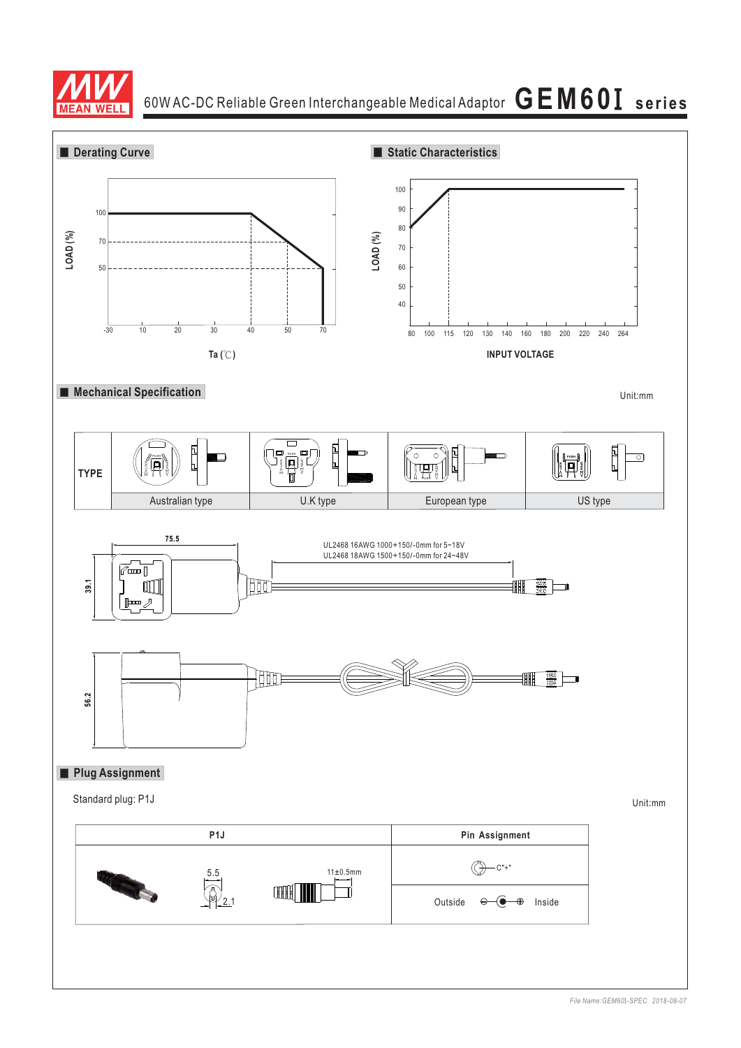## Derating Curve

LOAD (%)

100
70
50

-30 10 20 30 40 50 70

Ta (℃)

## Static Characteristics

LOAD (%)

100
90
80
70
60
50
40

80 100 115 120 130 140 160 180 200 220 240 264

INPUT VOLTAGE

## Mechanical Specification

Unit:mm

| TYPE | | | | |
|---|---|---|---|---|
| | Australian type | U.K type | European type | US type |

75.5

39.1

UL2468 16AWG 1000+150/-0mm for 5~18V
UL2468 18AWG 1500+150/-0mm for 24~48V

56.2

## Plug Assignment

Standard plug: P1J

Unit:mm

| P1J | Pin Assignment |
|---|---|
| 5.5 2.1 11±0.5mm | C"+" |
| | Outside ⊖—(●—⊕ Inside |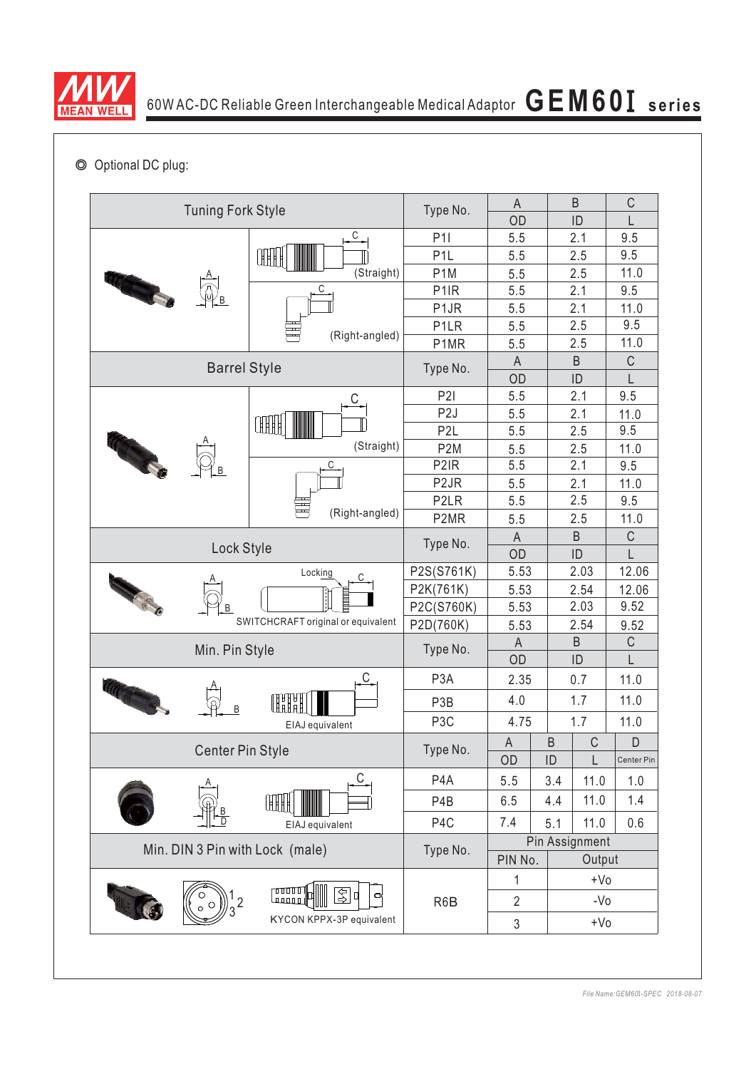◎ Optional DC plug:

| Tuning Fork Style | | Type No. | A OD | B ID | C L |
|---|---|---|---|---|---|
| | C (Straight) | P1I | 5.5 | 2.1 | 9.5 |
| | | P1L | 5.5 | 2.5 | 9.5 |
| | | P1M | 5.5 | 2.5 | 11.0 |
| | C (Right-angled) | P1IR | 5.5 | 2.1 | 9.5 |
| | | P1JR | 5.5 | 2.1 | 11.0 |
| | | P1LR | 5.5 | 2.5 | 9.5 |
| | | P1MR | 5.5 | 2.5 | 11.0 |

| Barrel Style | | Type No. | A OD | B ID | C L |
|---|---|---|---|---|---|
| | C (Straight) | P2I | 5.5 | 2.1 | 9.5 |
| | | P2J | 5.5 | 2.1 | 11.0 |
| | | P2L | 5.5 | 2.5 | 9.5 |
| | | P2M | 5.5 | 2.5 | 11.0 |
| | C (Right-angled) | P2IR | 5.5 | 2.1 | 9.5 |
| | | P2JR | 5.5 | 2.1 | 11.0 |
| | | P2LR | 5.5 | 2.5 | 9.5 |
| | | P2MR | 5.5 | 2.5 | 11.0 |

| Lock Style | Type No. | A OD | B ID | C L |
|---|---|---|---|---|
| Locking, SWITCHCRAFT original or equivalent | P2S(S761K) | 5.53 | 2.03 | 12.06 |
| | P2K(761K) | 5.53 | 2.54 | 12.06 |
| | P2C(S760K) | 5.53 | 2.03 | 9.52 |
| | P2D(760K) | 5.53 | 2.54 | 9.52 |

| Min. Pin Style | Type No. | A OD | B ID | C L |
|---|---|---|---|---|
| EIAJ equivalent | P3A | 2.35 | 0.7 | 11.0 |
| | P3B | 4.0 | 1.7 | 11.0 |
| | P3C | 4.75 | 1.7 | 11.0 |

| Center Pin Style | Type No. | A OD | B ID | C L | D Center Pin |
|---|---|---|---|---|---|
| EIAJ equivalent | P4A | 5.5 | 3.4 | 11.0 | 1.0 |
| | P4B | 6.5 | 4.4 | 11.0 | 1.4 |
| | P4C | 7.4 | 5.1 | 11.0 | 0.6 |

| Min. DIN 3 Pin with Lock (male) | Type No. | Pin Assignment PIN No. | Output |
|---|---|---|---|
| KYCON KPPX-3P equivalent | R6B | 1 | +Vo |
| | | 2 | -Vo |
| | | 3 | +Vo |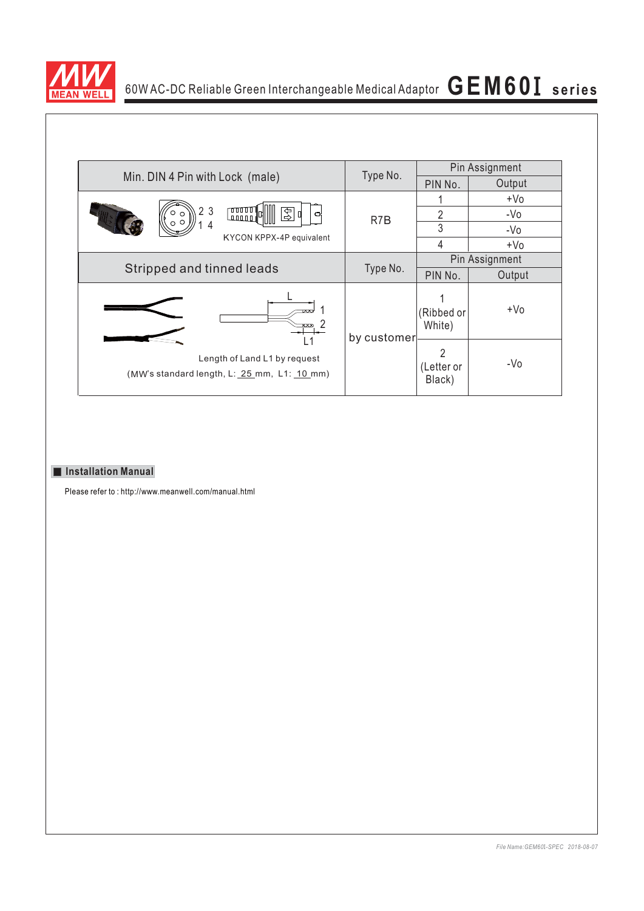| Min. DIN 4 Pin with Lock (male) | Type No. | Pin Assignment | |
|---|---|---|---|
| | | PIN No. | Output |
| 2 3 / 1 4 KYCON KPPX-4P equivalent | R7B | 1 | +Vo |
| | | 2 | -Vo |
| | | 3 | -Vo |
| | | 4 | +Vo |

| Stripped and tinned leads | Type No. | Pin Assignment | |
|---|---|---|---|
| | | PIN No. | Output |
| L, L1, 1, 2 Length of Land L1 by request (MW's standard length, L: 25 mm, L1: 10 mm) | by customer | 1 (Ribbed or White) | +Vo |
| | | 2 (Letter or Black) | -Vo |

## Installation Manual

Please refer to : http://www.meanwell.com/manual.html